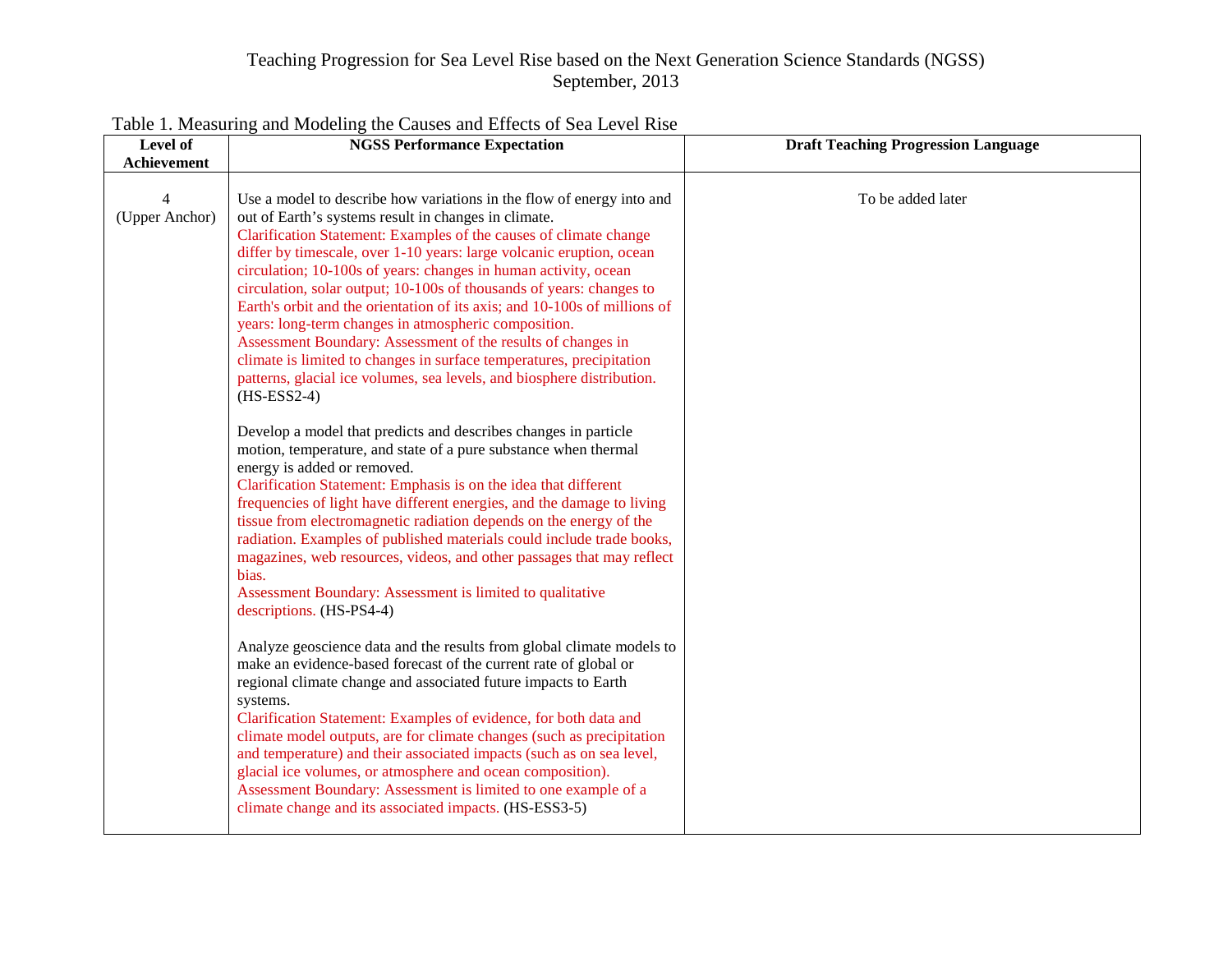# Teaching Progression for Sea Level Rise based on the Next Generation Science Standards (NGSS)

September, 2013

Table 1. Measuring and Modeling the Causes and Effects of Sea Level Rise

| Level of Achievement | NGSS Performance Expectation | Draft Teaching Progression Language |
|---|---|---|
| 4 (Upper Anchor) | Use a model to describe how variations in the flow of energy into and out of Earth's systems result in changes in climate. Clarification Statement: Examples of the causes of climate change differ by timescale, over 1-10 years: large volcanic eruption, ocean circulation; 10-100s of years: changes in human activity, ocean circulation, solar output; 10-100s of thousands of years: changes to Earth's orbit and the orientation of its axis; and 10-100s of millions of years: long-term changes in atmospheric composition. Assessment Boundary: Assessment of the results of changes in climate is limited to changes in surface temperatures, precipitation patterns, glacial ice volumes, sea levels, and biosphere distribution. (HS-ESS2-4)<br><br>Develop a model that predicts and describes changes in particle motion, temperature, and state of a pure substance when thermal energy is added or removed. Clarification Statement: Emphasis is on the idea that different frequencies of light have different energies, and the damage to living tissue from electromagnetic radiation depends on the energy of the radiation. Examples of published materials could include trade books, magazines, web resources, videos, and other passages that may reflect bias. Assessment Boundary: Assessment is limited to qualitative descriptions. (HS-PS4-4)<br><br>Analyze geoscience data and the results from global climate models to make an evidence-based forecast of the current rate of global or regional climate change and associated future impacts to Earth systems. Clarification Statement: Examples of evidence, for both data and climate model outputs, are for climate changes (such as precipitation and temperature) and their associated impacts (such as on sea level, glacial ice volumes, or atmosphere and ocean composition). Assessment Boundary: Assessment is limited to one example of a climate change and its associated impacts. (HS-ESS3-5) | To be added later |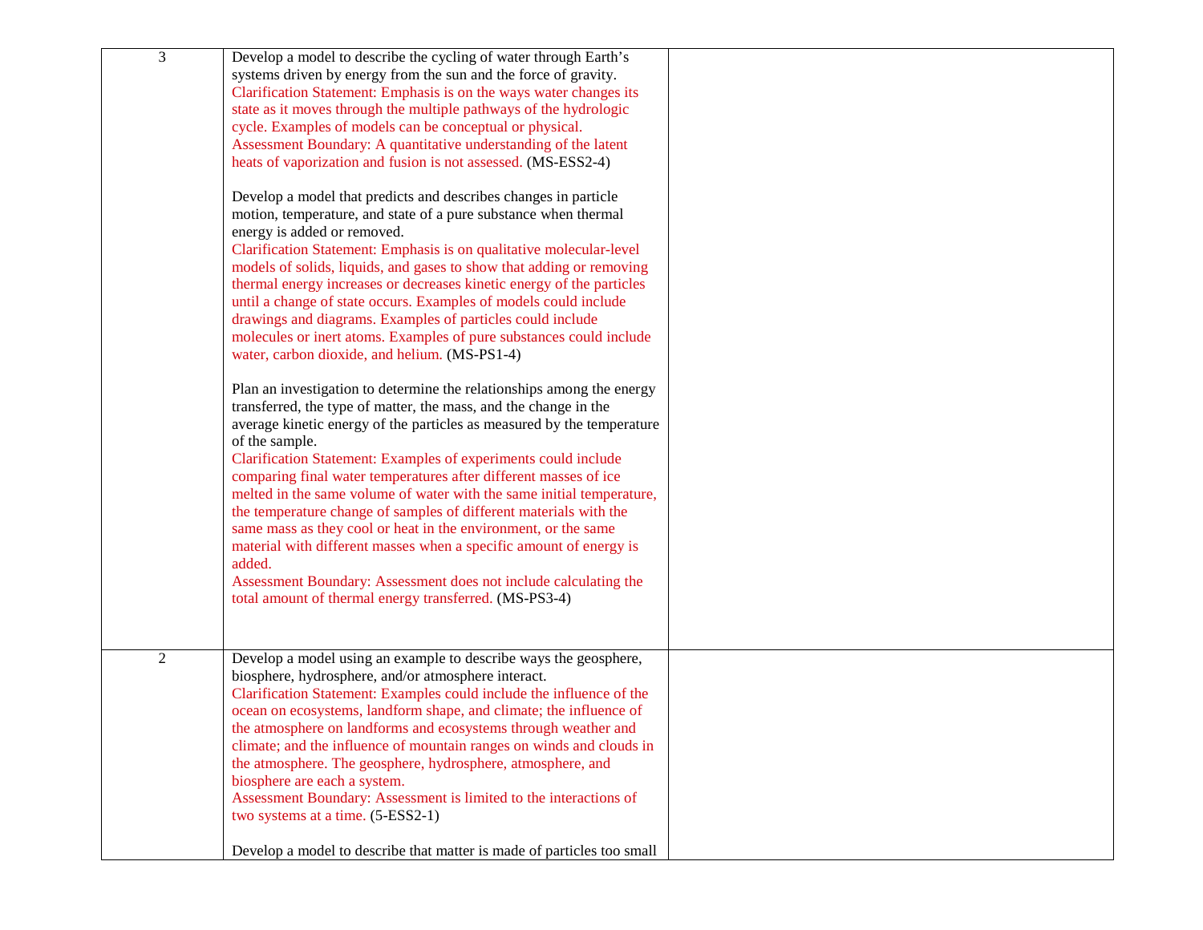| | | |
|---|---|---|
| 3 | Develop a model to describe the cycling of water through Earth's systems driven by energy from the sun and the force of gravity.<br>Clarification Statement: Emphasis is on the ways water changes its state as it moves through the multiple pathways of the hydrologic cycle. Examples of models can be conceptual or physical.<br>Assessment Boundary: A quantitative understanding of the latent heats of vaporization and fusion is not assessed. (MS-ESS2-4)<br><br>Develop a model that predicts and describes changes in particle motion, temperature, and state of a pure substance when thermal energy is added or removed.<br>Clarification Statement: Emphasis is on qualitative molecular-level models of solids, liquids, and gases to show that adding or removing thermal energy increases or decreases kinetic energy of the particles until a change of state occurs. Examples of models could include drawings and diagrams. Examples of particles could include molecules or inert atoms. Examples of pure substances could include water, carbon dioxide, and helium. (MS-PS1-4)<br><br>Plan an investigation to determine the relationships among the energy transferred, the type of matter, the mass, and the change in the average kinetic energy of the particles as measured by the temperature of the sample.<br>Clarification Statement: Examples of experiments could include comparing final water temperatures after different masses of ice melted in the same volume of water with the same initial temperature, the temperature change of samples of different materials with the same mass as they cool or heat in the environment, or the same material with different masses when a specific amount of energy is added.<br>Assessment Boundary: Assessment does not include calculating the total amount of thermal energy transferred. (MS-PS3-4) | |
| 2 | Develop a model using an example to describe ways the geosphere, biosphere, hydrosphere, and/or atmosphere interact.<br>Clarification Statement: Examples could include the influence of the ocean on ecosystems, landform shape, and climate; the influence of the atmosphere on landforms and ecosystems through weather and climate; and the influence of mountain ranges on winds and clouds in the atmosphere. The geosphere, hydrosphere, atmosphere, and biosphere are each a system.<br>Assessment Boundary: Assessment is limited to the interactions of two systems at a time. (5-ESS2-1)<br><br>Develop a model to describe that matter is made of particles too small | |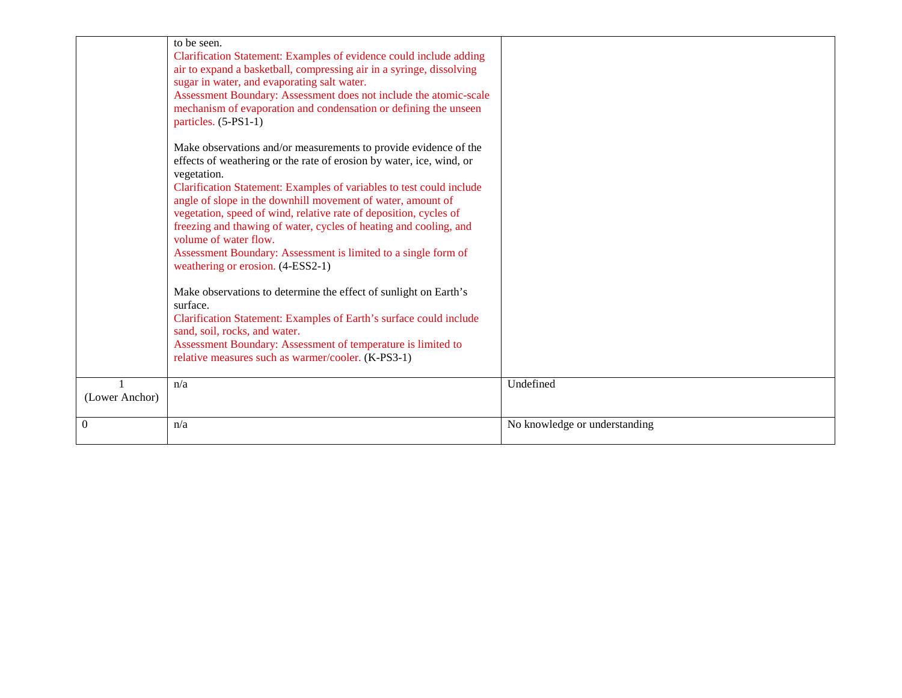| | | |
|---|---|---|
| | to be seen.<br>Clarification Statement: Examples of evidence could include adding air to expand a basketball, compressing air in a syringe, dissolving sugar in water, and evaporating salt water.<br>Assessment Boundary: Assessment does not include the atomic-scale mechanism of evaporation and condensation or defining the unseen particles. (5-PS1-1)<br><br>Make observations and/or measurements to provide evidence of the effects of weathering or the rate of erosion by water, ice, wind, or vegetation.<br>Clarification Statement: Examples of variables to test could include angle of slope in the downhill movement of water, amount of vegetation, speed of wind, relative rate of deposition, cycles of freezing and thawing of water, cycles of heating and cooling, and volume of water flow.<br>Assessment Boundary: Assessment is limited to a single form of weathering or erosion. (4-ESS2-1)<br><br>Make observations to determine the effect of sunlight on Earth's surface.<br>Clarification Statement: Examples of Earth's surface could include sand, soil, rocks, and water.<br>Assessment Boundary: Assessment of temperature is limited to relative measures such as warmer/cooler. (K-PS3-1) | |
| 1<br>(Lower Anchor) | n/a | Undefined |
| 0 | n/a | No knowledge or understanding |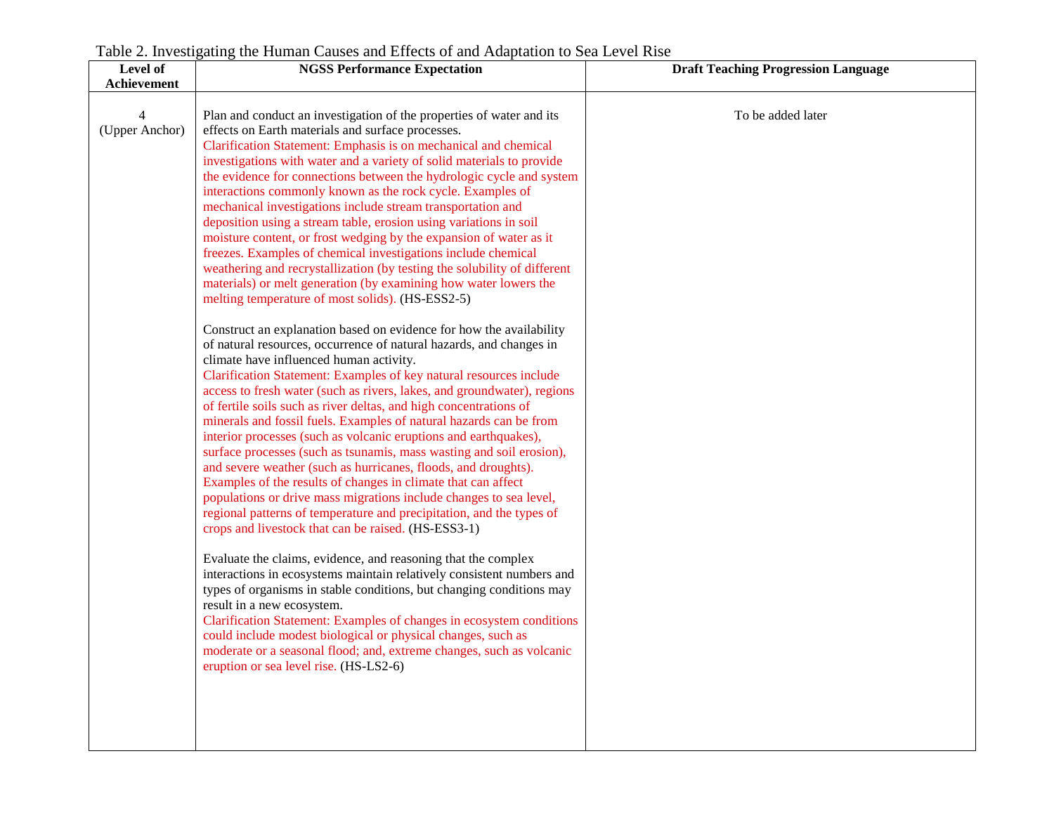Table 2. Investigating the Human Causes and Effects of and Adaptation to Sea Level Rise

| Level of Achievement | NGSS Performance Expectation | Draft Teaching Progression Language |
|---|---|---|
| 4 (Upper Anchor) | Plan and conduct an investigation of the properties of water and its effects on Earth materials and surface processes. Clarification Statement: Emphasis is on mechanical and chemical investigations with water and a variety of solid materials to provide the evidence for connections between the hydrologic cycle and system interactions commonly known as the rock cycle. Examples of mechanical investigations include stream transportation and deposition using a stream table, erosion using variations in soil moisture content, or frost wedging by the expansion of water as it freezes. Examples of chemical investigations include chemical weathering and recrystallization (by testing the solubility of different materials) or melt generation (by examining how water lowers the melting temperature of most solids). (HS-ESS2-5)<br><br>Construct an explanation based on evidence for how the availability of natural resources, occurrence of natural hazards, and changes in climate have influenced human activity. Clarification Statement: Examples of key natural resources include access to fresh water (such as rivers, lakes, and groundwater), regions of fertile soils such as river deltas, and high concentrations of minerals and fossil fuels. Examples of natural hazards can be from interior processes (such as volcanic eruptions and earthquakes), surface processes (such as tsunamis, mass wasting and soil erosion), and severe weather (such as hurricanes, floods, and droughts). Examples of the results of changes in climate that can affect populations or drive mass migrations include changes to sea level, regional patterns of temperature and precipitation, and the types of crops and livestock that can be raised. (HS-ESS3-1)<br><br>Evaluate the claims, evidence, and reasoning that the complex interactions in ecosystems maintain relatively consistent numbers and types of organisms in stable conditions, but changing conditions may result in a new ecosystem. Clarification Statement: Examples of changes in ecosystem conditions could include modest biological or physical changes, such as moderate or a seasonal flood; and, extreme changes, such as volcanic eruption or sea level rise. (HS-LS2-6) | To be added later |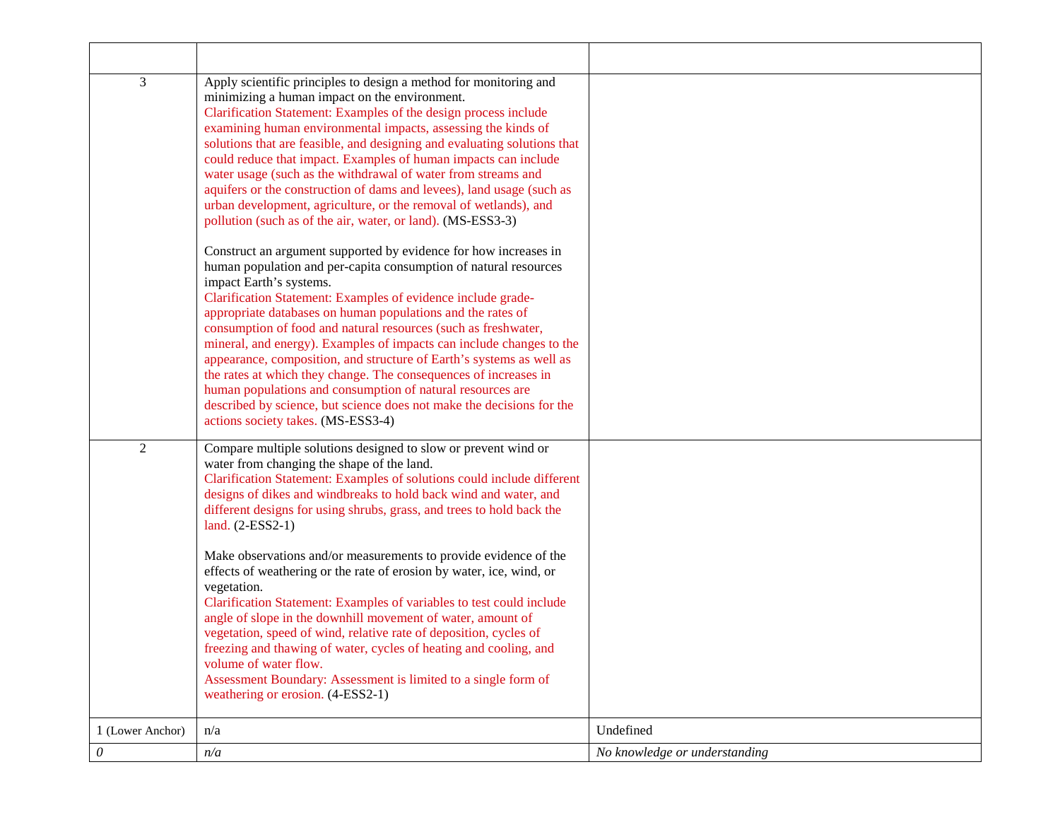| | | |
|---|---|---|
| 3 | Apply scientific principles to design a method for monitoring and minimizing a human impact on the environment.<br>Clarification Statement: Examples of the design process include examining human environmental impacts, assessing the kinds of solutions that are feasible, and designing and evaluating solutions that could reduce that impact. Examples of human impacts can include water usage (such as the withdrawal of water from streams and aquifers or the construction of dams and levees), land usage (such as urban development, agriculture, or the removal of wetlands), and pollution (such as of the air, water, or land). (MS-ESS3-3)<br><br>Construct an argument supported by evidence for how increases in human population and per-capita consumption of natural resources impact Earth's systems.<br>Clarification Statement: Examples of evidence include grade-appropriate databases on human populations and the rates of consumption of food and natural resources (such as freshwater, mineral, and energy). Examples of impacts can include changes to the appearance, composition, and structure of Earth's systems as well as the rates at which they change. The consequences of increases in human populations and consumption of natural resources are described by science, but science does not make the decisions for the actions society takes. (MS-ESS3-4) | |
| 2 | Compare multiple solutions designed to slow or prevent wind or water from changing the shape of the land.<br>Clarification Statement: Examples of solutions could include different designs of dikes and windbreaks to hold back wind and water, and different designs for using shrubs, grass, and trees to hold back the land. (2-ESS2-1)<br><br>Make observations and/or measurements to provide evidence of the effects of weathering or the rate of erosion by water, ice, wind, or vegetation.<br>Clarification Statement: Examples of variables to test could include angle of slope in the downhill movement of water, amount of vegetation, speed of wind, relative rate of deposition, cycles of freezing and thawing of water, cycles of heating and cooling, and volume of water flow.<br>Assessment Boundary: Assessment is limited to a single form of weathering or erosion. (4-ESS2-1) | |
| 1 (Lower Anchor) | n/a | Undefined |
| *0* | *n/a* | *No knowledge or understanding* |